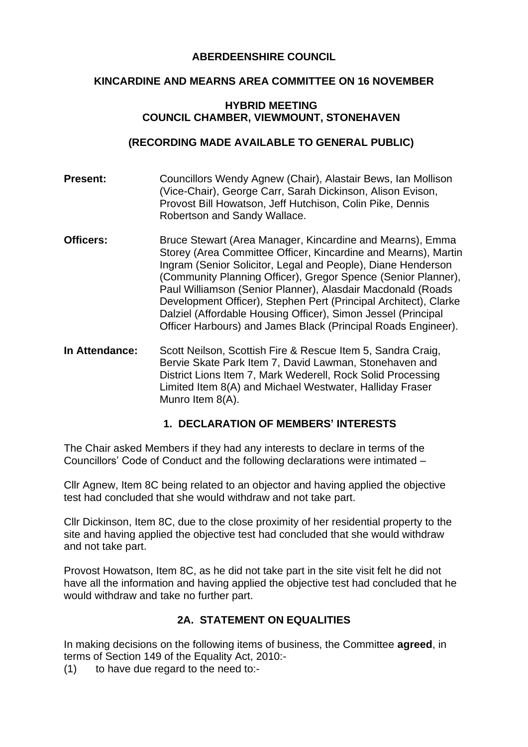# ABERDEENSHIRE COUNCIL

## KINCARDINE AND MEARNS AREA COMMITTEE ON 16 NOVEMBER

### HYBRID MEETING
### COUNCIL CHAMBER, VIEWMOUNT, STONEHAVEN

### (RECORDING MADE AVAILABLE TO GENERAL PUBLIC)

**Present:** Councillors Wendy Agnew (Chair), Alastair Bews, Ian Mollison (Vice-Chair), George Carr, Sarah Dickinson, Alison Evison, Provost Bill Howatson, Jeff Hutchison, Colin Pike, Dennis Robertson and Sandy Wallace.

**Officers:** Bruce Stewart (Area Manager, Kincardine and Mearns), Emma Storey (Area Committee Officer, Kincardine and Mearns), Martin Ingram (Senior Solicitor, Legal and People), Diane Henderson (Community Planning Officer), Gregor Spence (Senior Planner), Paul Williamson (Senior Planner), Alasdair Macdonald (Roads Development Officer), Stephen Pert (Principal Architect), Clarke Dalziel (Affordable Housing Officer), Simon Jessel (Principal Officer Harbours) and James Black (Principal Roads Engineer).

**In Attendance:** Scott Neilson, Scottish Fire & Rescue Item 5, Sandra Craig, Bervie Skate Park Item 7, David Lawman, Stonehaven and District Lions Item 7, Mark Wederell, Rock Solid Processing Limited Item 8(A) and Michael Westwater, Halliday Fraser Munro Item 8(A).

## 1. DECLARATION OF MEMBERS' INTERESTS

The Chair asked Members if they had any interests to declare in terms of the Councillors' Code of Conduct and the following declarations were intimated –

Cllr Agnew, Item 8C being related to an objector and having applied the objective test had concluded that she would withdraw and not take part.

Cllr Dickinson, Item 8C, due to the close proximity of her residential property to the site and having applied the objective test had concluded that she would withdraw and not take part.

Provost Howatson, Item 8C, as he did not take part in the site visit felt he did not have all the information and having applied the objective test had concluded that he would withdraw and take no further part.

## 2A. STATEMENT ON EQUALITIES

In making decisions on the following items of business, the Committee **agreed**, in terms of Section 149 of the Equality Act, 2010:-

(1) to have due regard to the need to:-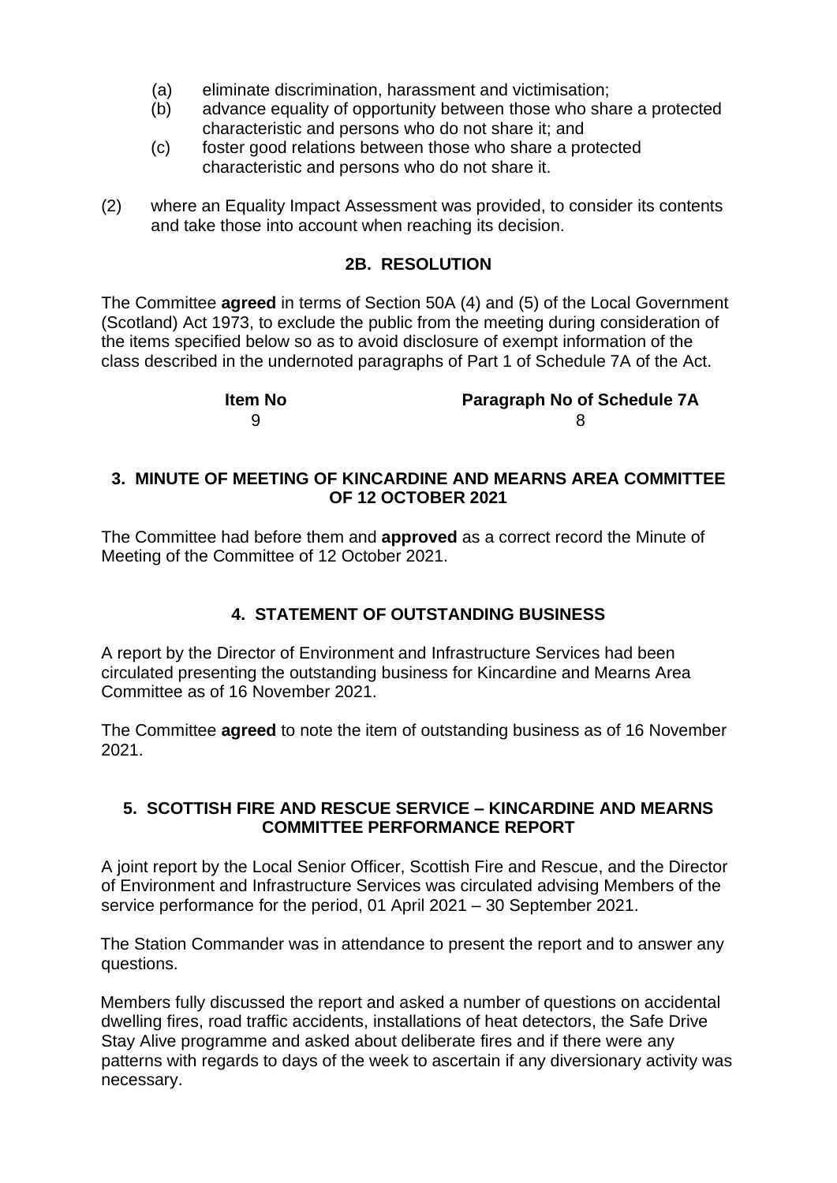(a) eliminate discrimination, harassment and victimisation;
(b) advance equality of opportunity between those who share a protected characteristic and persons who do not share it; and
(c) foster good relations between those who share a protected characteristic and persons who do not share it.

(2) where an Equality Impact Assessment was provided, to consider its contents and take those into account when reaching its decision.

## 2B. RESOLUTION

The Committee **agreed** in terms of Section 50A (4) and (5) of the Local Government (Scotland) Act 1973, to exclude the public from the meeting during consideration of the items specified below so as to avoid disclosure of exempt information of the class described in the undernoted paragraphs of Part 1 of Schedule 7A of the Act.

| Item No | Paragraph No of Schedule 7A |
| --- | --- |
| 9 | 8 |

## 3. MINUTE OF MEETING OF KINCARDINE AND MEARNS AREA COMMITTEE OF 12 OCTOBER 2021

The Committee had before them and **approved** as a correct record the Minute of Meeting of the Committee of 12 October 2021.

## 4. STATEMENT OF OUTSTANDING BUSINESS

A report by the Director of Environment and Infrastructure Services had been circulated presenting the outstanding business for Kincardine and Mearns Area Committee as of 16 November 2021.

The Committee **agreed** to note the item of outstanding business as of 16 November 2021.

## 5. SCOTTISH FIRE AND RESCUE SERVICE – KINCARDINE AND MEARNS COMMITTEE PERFORMANCE REPORT

A joint report by the Local Senior Officer, Scottish Fire and Rescue, and the Director of Environment and Infrastructure Services was circulated advising Members of the service performance for the period, 01 April 2021 – 30 September 2021.

The Station Commander was in attendance to present the report and to answer any questions.

Members fully discussed the report and asked a number of questions on accidental dwelling fires, road traffic accidents, installations of heat detectors, the Safe Drive Stay Alive programme and asked about deliberate fires and if there were any patterns with regards to days of the week to ascertain if any diversionary activity was necessary.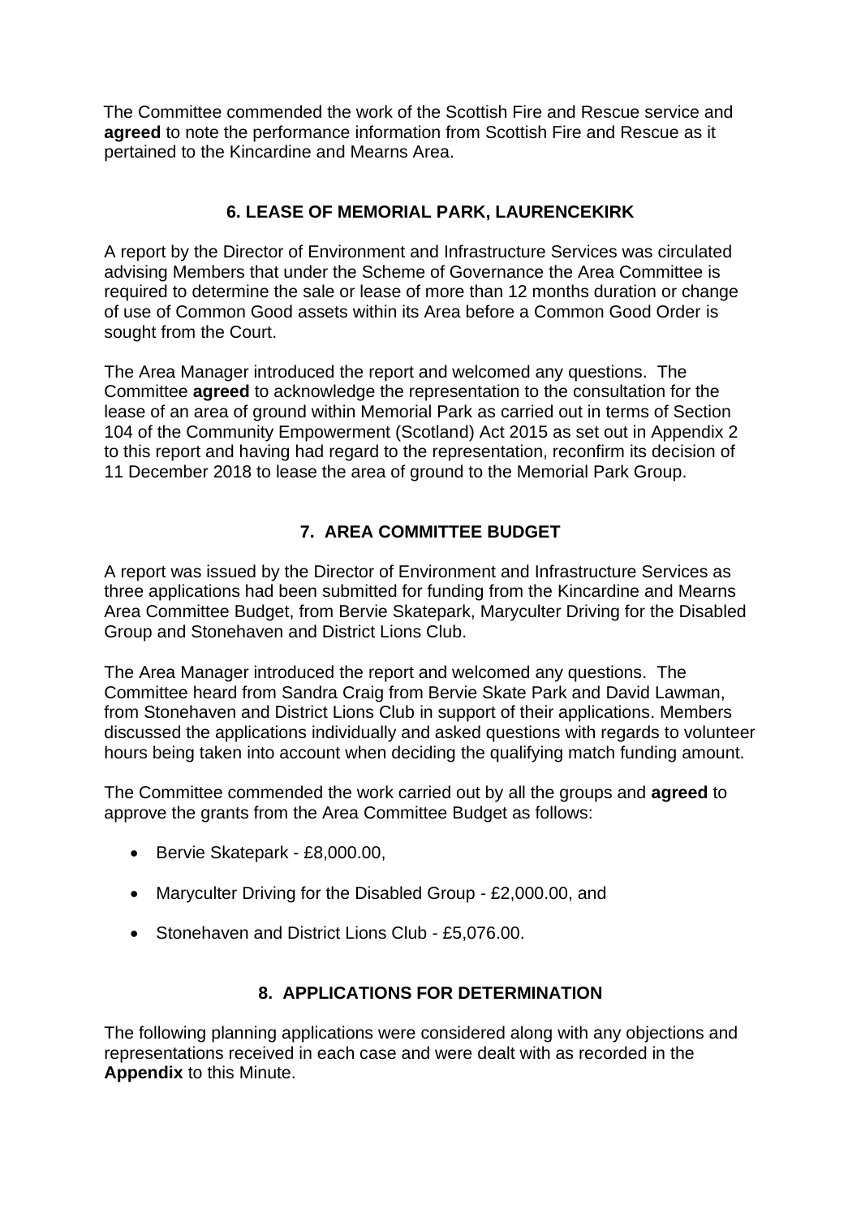The Committee commended the work of the Scottish Fire and Rescue service and **agreed** to note the performance information from Scottish Fire and Rescue as it pertained to the Kincardine and Mearns Area.

## 6. LEASE OF MEMORIAL PARK, LAURENCEKIRK

A report by the Director of Environment and Infrastructure Services was circulated advising Members that under the Scheme of Governance the Area Committee is required to determine the sale or lease of more than 12 months duration or change of use of Common Good assets within its Area before a Common Good Order is sought from the Court.

The Area Manager introduced the report and welcomed any questions. The Committee **agreed** to acknowledge the representation to the consultation for the lease of an area of ground within Memorial Park as carried out in terms of Section 104 of the Community Empowerment (Scotland) Act 2015 as set out in Appendix 2 to this report and having had regard to the representation, reconfirm its decision of 11 December 2018 to lease the area of ground to the Memorial Park Group.

## 7. AREA COMMITTEE BUDGET

A report was issued by the Director of Environment and Infrastructure Services as three applications had been submitted for funding from the Kincardine and Mearns Area Committee Budget, from Bervie Skatepark, Maryculter Driving for the Disabled Group and Stonehaven and District Lions Club.

The Area Manager introduced the report and welcomed any questions. The Committee heard from Sandra Craig from Bervie Skate Park and David Lawman, from Stonehaven and District Lions Club in support of their applications. Members discussed the applications individually and asked questions with regards to volunteer hours being taken into account when deciding the qualifying match funding amount.

The Committee commended the work carried out by all the groups and **agreed** to approve the grants from the Area Committee Budget as follows:

- Bervie Skatepark - £8,000.00,
- Maryculter Driving for the Disabled Group - £2,000.00, and
- Stonehaven and District Lions Club - £5,076.00.

## 8. APPLICATIONS FOR DETERMINATION

The following planning applications were considered along with any objections and representations received in each case and were dealt with as recorded in the **Appendix** to this Minute.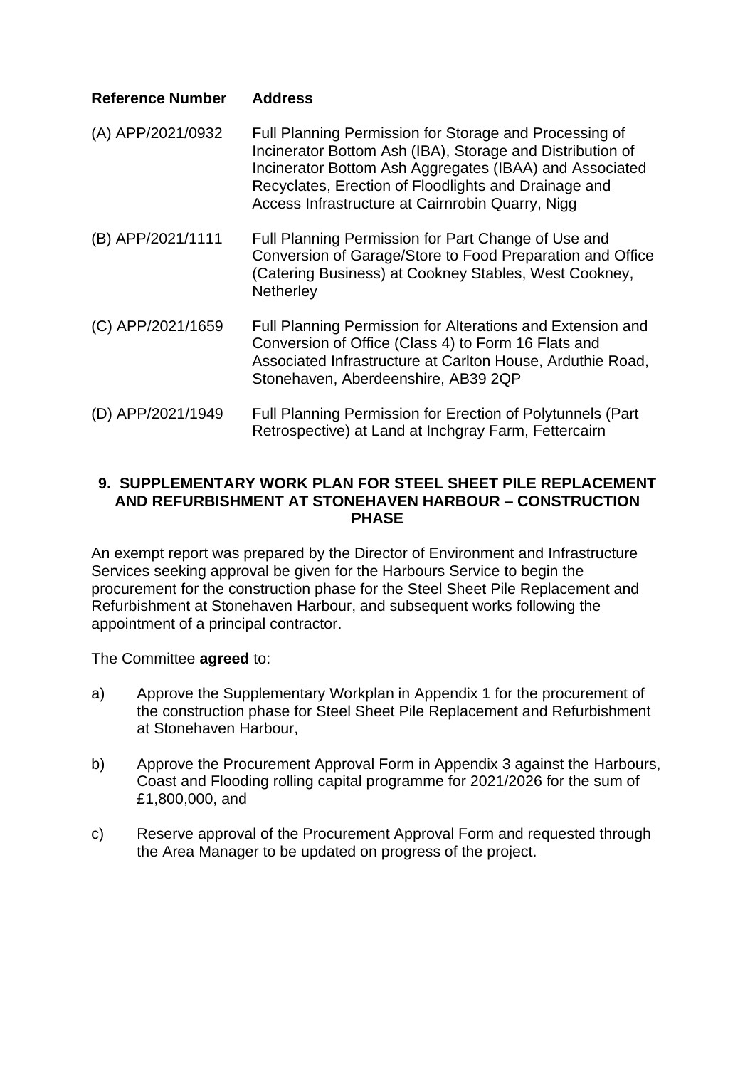| Reference Number | Address |
|---|---|
| (A) APP/2021/0932 | Full Planning Permission for Storage and Processing of Incinerator Bottom Ash (IBA), Storage and Distribution of Incinerator Bottom Ash Aggregates (IBAA) and Associated Recyclates, Erection of Floodlights and Drainage and Access Infrastructure at Cairnrobin Quarry, Nigg |
| (B) APP/2021/1111 | Full Planning Permission for Part Change of Use and Conversion of Garage/Store to Food Preparation and Office (Catering Business) at Cookney Stables, West Cookney, Netherley |
| (C) APP/2021/1659 | Full Planning Permission for Alterations and Extension and Conversion of Office (Class 4) to Form 16 Flats and Associated Infrastructure at Carlton House, Arduthie Road, Stonehaven, Aberdeenshire, AB39 2QP |
| (D) APP/2021/1949 | Full Planning Permission for Erection of Polytunnels (Part Retrospective) at Land at Inchgray Farm, Fettercairn |

## 9. SUPPLEMENTARY WORK PLAN FOR STEEL SHEET PILE REPLACEMENT AND REFURBISHMENT AT STONEHAVEN HARBOUR – CONSTRUCTION PHASE

An exempt report was prepared by the Director of Environment and Infrastructure Services seeking approval be given for the Harbours Service to begin the procurement for the construction phase for the Steel Sheet Pile Replacement and Refurbishment at Stonehaven Harbour, and subsequent works following the appointment of a principal contractor.

The Committee **agreed** to:

a) Approve the Supplementary Workplan in Appendix 1 for the procurement of the construction phase for Steel Sheet Pile Replacement and Refurbishment at Stonehaven Harbour,

b) Approve the Procurement Approval Form in Appendix 3 against the Harbours, Coast and Flooding rolling capital programme for 2021/2026 for the sum of £1,800,000, and

c) Reserve approval of the Procurement Approval Form and requested through the Area Manager to be updated on progress of the project.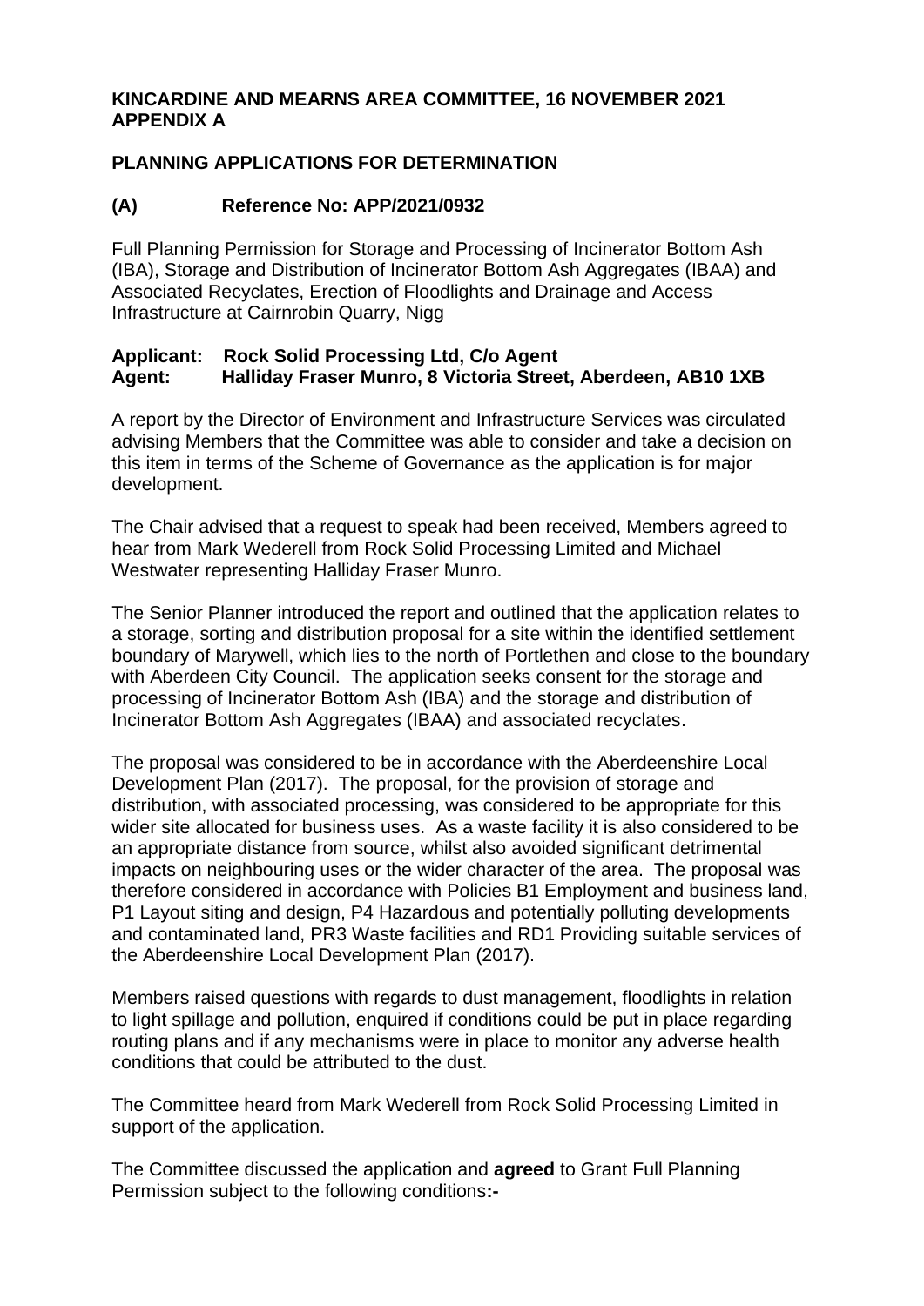**KINCARDINE AND MEARNS AREA COMMITTEE, 16 NOVEMBER 2021**
**APPENDIX A**

## PLANNING APPLICATIONS FOR DETERMINATION

### (A) Reference No: APP/2021/0932

Full Planning Permission for Storage and Processing of Incinerator Bottom Ash (IBA), Storage and Distribution of Incinerator Bottom Ash Aggregates (IBAA) and Associated Recyclates, Erection of Floodlights and Drainage and Access Infrastructure at Cairnrobin Quarry, Nigg

**Applicant: Rock Solid Processing Ltd, C/o Agent**
**Agent: Halliday Fraser Munro, 8 Victoria Street, Aberdeen, AB10 1XB**

A report by the Director of Environment and Infrastructure Services was circulated advising Members that the Committee was able to consider and take a decision on this item in terms of the Scheme of Governance as the application is for major development.

The Chair advised that a request to speak had been received, Members agreed to hear from Mark Wederell from Rock Solid Processing Limited and Michael Westwater representing Halliday Fraser Munro.

The Senior Planner introduced the report and outlined that the application relates to a storage, sorting and distribution proposal for a site within the identified settlement boundary of Marywell, which lies to the north of Portlethen and close to the boundary with Aberdeen City Council. The application seeks consent for the storage and processing of Incinerator Bottom Ash (IBA) and the storage and distribution of Incinerator Bottom Ash Aggregates (IBAA) and associated recyclates.

The proposal was considered to be in accordance with the Aberdeenshire Local Development Plan (2017). The proposal, for the provision of storage and distribution, with associated processing, was considered to be appropriate for this wider site allocated for business uses. As a waste facility it is also considered to be an appropriate distance from source, whilst also avoided significant detrimental impacts on neighbouring uses or the wider character of the area. The proposal was therefore considered in accordance with Policies B1 Employment and business land, P1 Layout siting and design, P4 Hazardous and potentially polluting developments and contaminated land, PR3 Waste facilities and RD1 Providing suitable services of the Aberdeenshire Local Development Plan (2017).

Members raised questions with regards to dust management, floodlights in relation to light spillage and pollution, enquired if conditions could be put in place regarding routing plans and if any mechanisms were in place to monitor any adverse health conditions that could be attributed to the dust.

The Committee heard from Mark Wederell from Rock Solid Processing Limited in support of the application.

The Committee discussed the application and **agreed** to Grant Full Planning Permission subject to the following conditions**:-**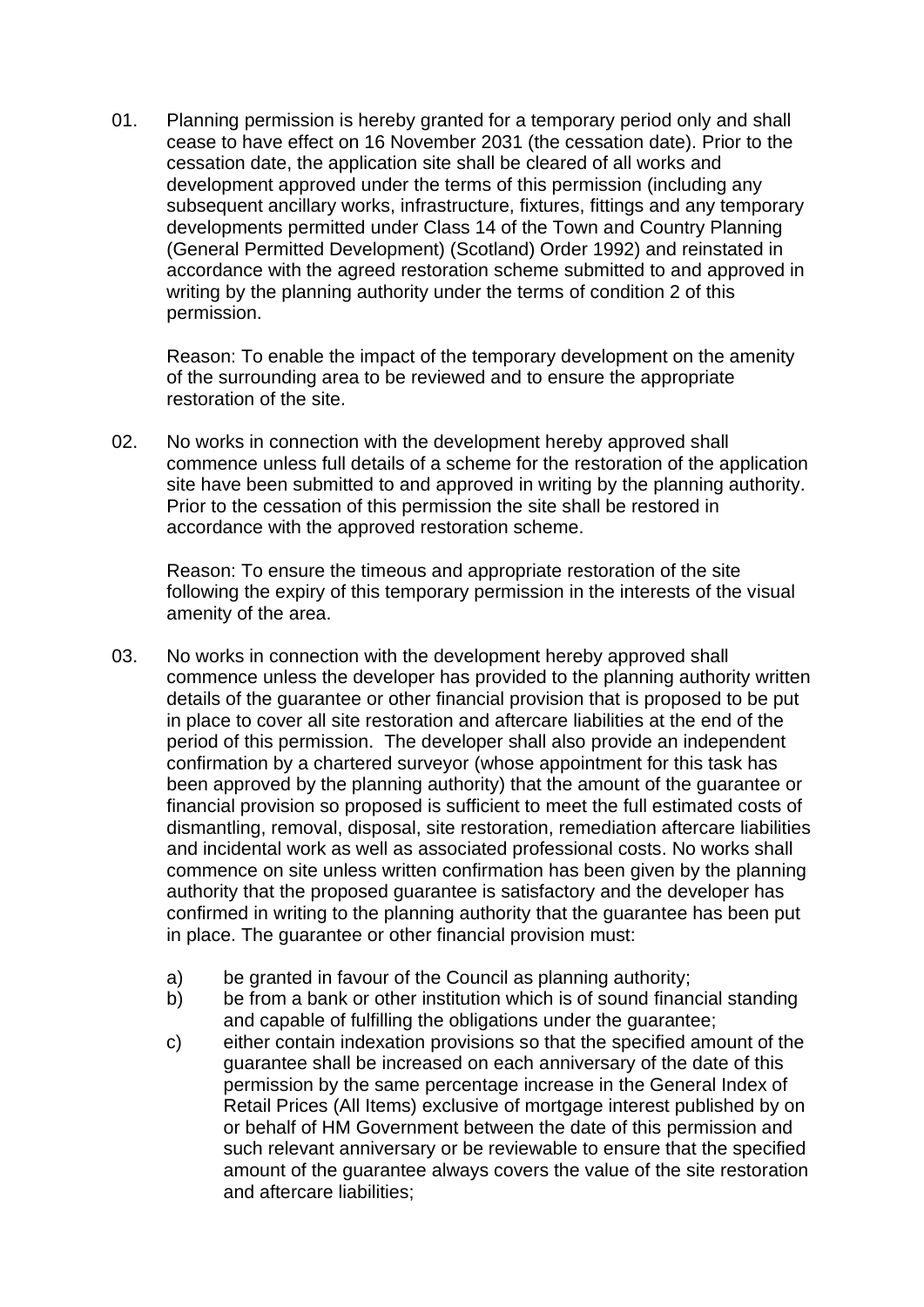01. Planning permission is hereby granted for a temporary period only and shall cease to have effect on 16 November 2031 (the cessation date). Prior to the cessation date, the application site shall be cleared of all works and development approved under the terms of this permission (including any subsequent ancillary works, infrastructure, fixtures, fittings and any temporary developments permitted under Class 14 of the Town and Country Planning (General Permitted Development) (Scotland) Order 1992) and reinstated in accordance with the agreed restoration scheme submitted to and approved in writing by the planning authority under the terms of condition 2 of this permission.

    Reason: To enable the impact of the temporary development on the amenity of the surrounding area to be reviewed and to ensure the appropriate restoration of the site.

02. No works in connection with the development hereby approved shall commence unless full details of a scheme for the restoration of the application site have been submitted to and approved in writing by the planning authority. Prior to the cessation of this permission the site shall be restored in accordance with the approved restoration scheme.

    Reason: To ensure the timeous and appropriate restoration of the site following the expiry of this temporary permission in the interests of the visual amenity of the area.

03. No works in connection with the development hereby approved shall commence unless the developer has provided to the planning authority written details of the guarantee or other financial provision that is proposed to be put in place to cover all site restoration and aftercare liabilities at the end of the period of this permission. The developer shall also provide an independent confirmation by a chartered surveyor (whose appointment for this task has been approved by the planning authority) that the amount of the guarantee or financial provision so proposed is sufficient to meet the full estimated costs of dismantling, removal, disposal, site restoration, remediation aftercare liabilities and incidental work as well as associated professional costs. No works shall commence on site unless written confirmation has been given by the planning authority that the proposed guarantee is satisfactory and the developer has confirmed in writing to the planning authority that the guarantee has been put in place. The guarantee or other financial provision must:

    a) be granted in favour of the Council as planning authority;
    b) be from a bank or other institution which is of sound financial standing and capable of fulfilling the obligations under the guarantee;
    c) either contain indexation provisions so that the specified amount of the guarantee shall be increased on each anniversary of the date of this permission by the same percentage increase in the General Index of Retail Prices (All Items) exclusive of mortgage interest published by on or behalf of HM Government between the date of this permission and such relevant anniversary or be reviewable to ensure that the specified amount of the guarantee always covers the value of the site restoration and aftercare liabilities;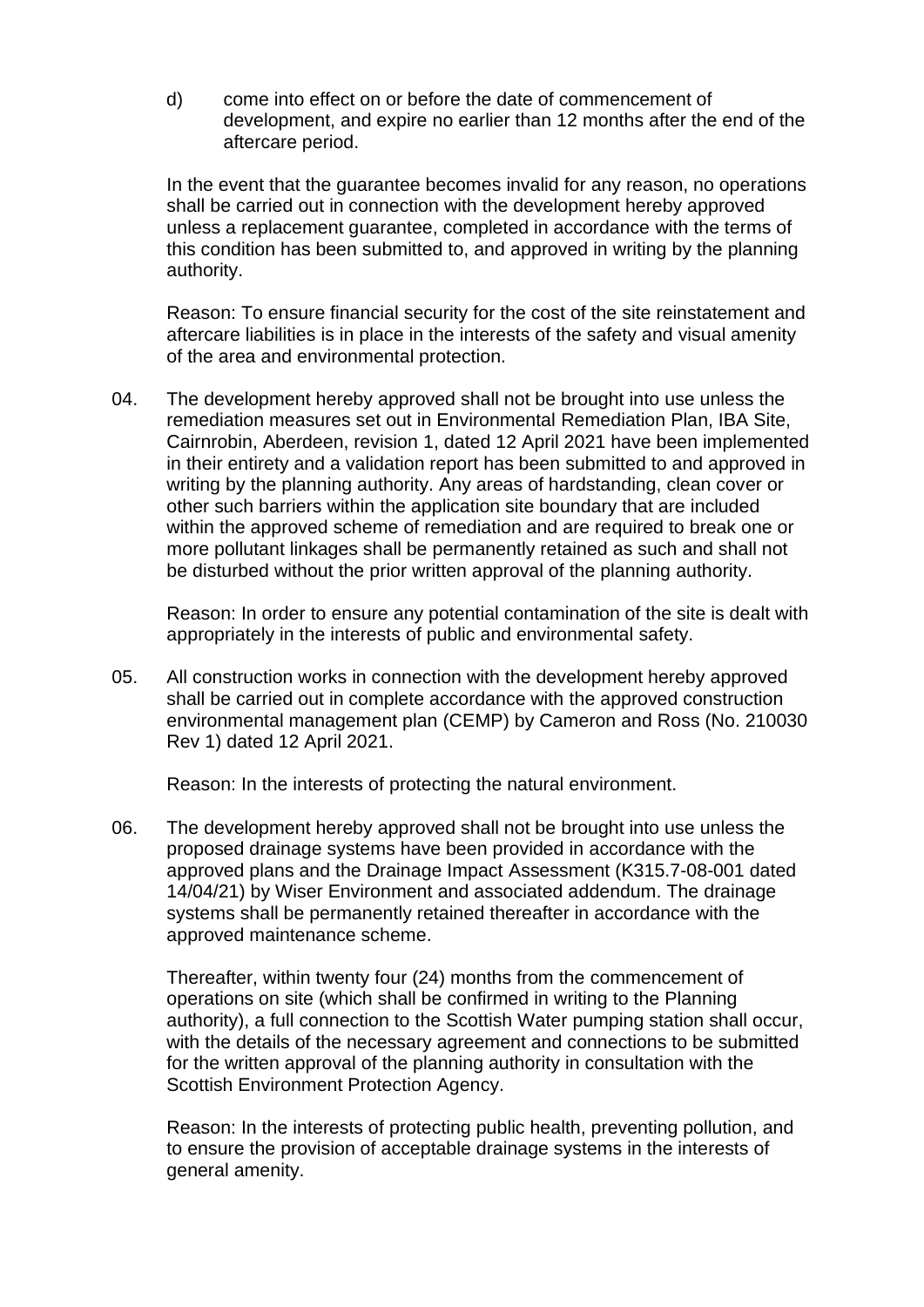d) come into effect on or before the date of commencement of development, and expire no earlier than 12 months after the end of the aftercare period.

In the event that the guarantee becomes invalid for any reason, no operations shall be carried out in connection with the development hereby approved unless a replacement guarantee, completed in accordance with the terms of this condition has been submitted to, and approved in writing by the planning authority.

Reason: To ensure financial security for the cost of the site reinstatement and aftercare liabilities is in place in the interests of the safety and visual amenity of the area and environmental protection.

04. The development hereby approved shall not be brought into use unless the remediation measures set out in Environmental Remediation Plan, IBA Site, Cairnrobin, Aberdeen, revision 1, dated 12 April 2021 have been implemented in their entirety and a validation report has been submitted to and approved in writing by the planning authority. Any areas of hardstanding, clean cover or other such barriers within the application site boundary that are included within the approved scheme of remediation and are required to break one or more pollutant linkages shall be permanently retained as such and shall not be disturbed without the prior written approval of the planning authority.

Reason: In order to ensure any potential contamination of the site is dealt with appropriately in the interests of public and environmental safety.

05. All construction works in connection with the development hereby approved shall be carried out in complete accordance with the approved construction environmental management plan (CEMP) by Cameron and Ross (No. 210030 Rev 1) dated 12 April 2021.

Reason: In the interests of protecting the natural environment.

06. The development hereby approved shall not be brought into use unless the proposed drainage systems have been provided in accordance with the approved plans and the Drainage Impact Assessment (K315.7-08-001 dated 14/04/21) by Wiser Environment and associated addendum. The drainage systems shall be permanently retained thereafter in accordance with the approved maintenance scheme.

Thereafter, within twenty four (24) months from the commencement of operations on site (which shall be confirmed in writing to the Planning authority), a full connection to the Scottish Water pumping station shall occur, with the details of the necessary agreement and connections to be submitted for the written approval of the planning authority in consultation with the Scottish Environment Protection Agency.

Reason: In the interests of protecting public health, preventing pollution, and to ensure the provision of acceptable drainage systems in the interests of general amenity.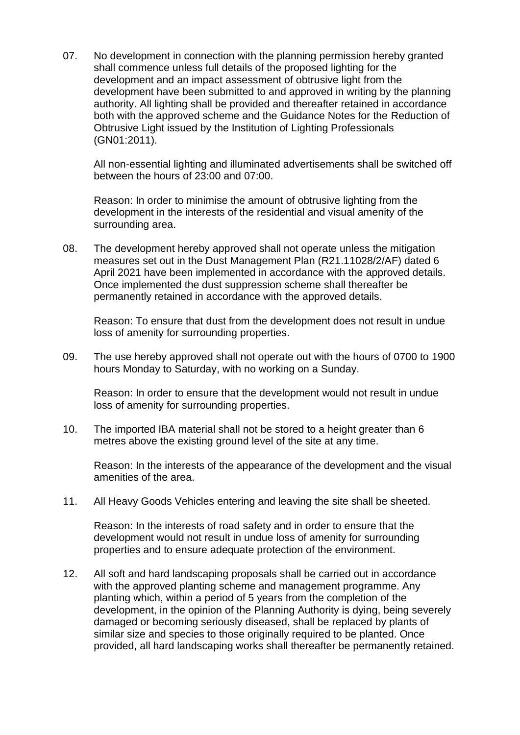07. No development in connection with the planning permission hereby granted shall commence unless full details of the proposed lighting for the development and an impact assessment of obtrusive light from the development have been submitted to and approved in writing by the planning authority. All lighting shall be provided and thereafter retained in accordance both with the approved scheme and the Guidance Notes for the Reduction of Obtrusive Light issued by the Institution of Lighting Professionals (GN01:2011).

    All non-essential lighting and illuminated advertisements shall be switched off between the hours of 23:00 and 07:00.

    Reason: In order to minimise the amount of obtrusive lighting from the development in the interests of the residential and visual amenity of the surrounding area.

08. The development hereby approved shall not operate unless the mitigation measures set out in the Dust Management Plan (R21.11028/2/AF) dated 6 April 2021 have been implemented in accordance with the approved details. Once implemented the dust suppression scheme shall thereafter be permanently retained in accordance with the approved details.

    Reason: To ensure that dust from the development does not result in undue loss of amenity for surrounding properties.

09. The use hereby approved shall not operate out with the hours of 0700 to 1900 hours Monday to Saturday, with no working on a Sunday.

    Reason: In order to ensure that the development would not result in undue loss of amenity for surrounding properties.

10. The imported IBA material shall not be stored to a height greater than 6 metres above the existing ground level of the site at any time.

    Reason: In the interests of the appearance of the development and the visual amenities of the area.

11. All Heavy Goods Vehicles entering and leaving the site shall be sheeted.

    Reason: In the interests of road safety and in order to ensure that the development would not result in undue loss of amenity for surrounding properties and to ensure adequate protection of the environment.

12. All soft and hard landscaping proposals shall be carried out in accordance with the approved planting scheme and management programme. Any planting which, within a period of 5 years from the completion of the development, in the opinion of the Planning Authority is dying, being severely damaged or becoming seriously diseased, shall be replaced by plants of similar size and species to those originally required to be planted. Once provided, all hard landscaping works shall thereafter be permanently retained.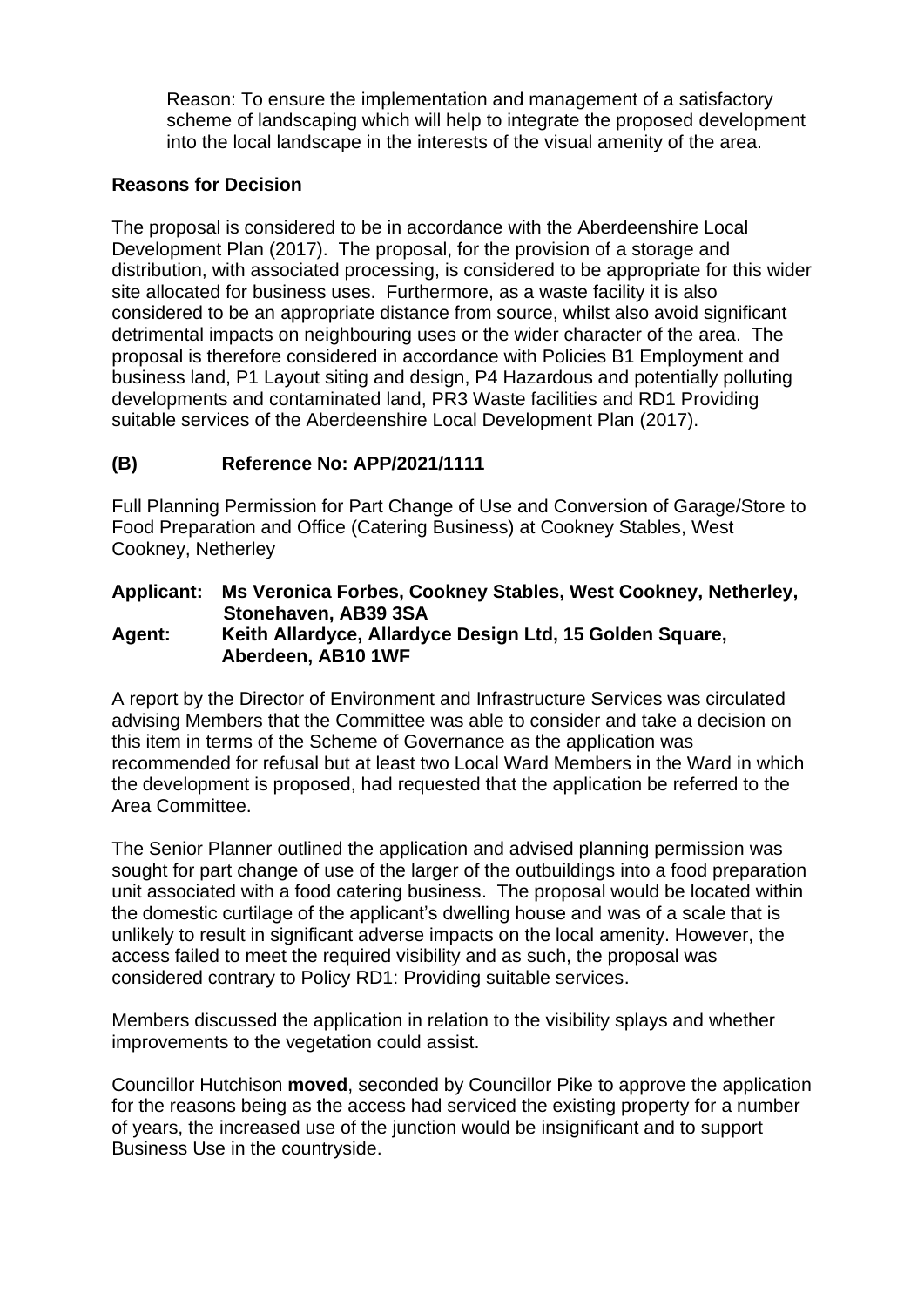Reason: To ensure the implementation and management of a satisfactory scheme of landscaping which will help to integrate the proposed development into the local landscape in the interests of the visual amenity of the area.

**Reasons for Decision**

The proposal is considered to be in accordance with the Aberdeenshire Local Development Plan (2017). The proposal, for the provision of a storage and distribution, with associated processing, is considered to be appropriate for this wider site allocated for business uses. Furthermore, as a waste facility it is also considered to be an appropriate distance from source, whilst also avoid significant detrimental impacts on neighbouring uses or the wider character of the area. The proposal is therefore considered in accordance with Policies B1 Employment and business land, P1 Layout siting and design, P4 Hazardous and potentially polluting developments and contaminated land, PR3 Waste facilities and RD1 Providing suitable services of the Aberdeenshire Local Development Plan (2017).

### (B) Reference No: APP/2021/1111

Full Planning Permission for Part Change of Use and Conversion of Garage/Store to Food Preparation and Office (Catering Business) at Cookney Stables, West Cookney, Netherley

**Applicant: Ms Veronica Forbes, Cookney Stables, West Cookney, Netherley, Stonehaven, AB39 3SA**
**Agent: Keith Allardyce, Allardyce Design Ltd, 15 Golden Square, Aberdeen, AB10 1WF**

A report by the Director of Environment and Infrastructure Services was circulated advising Members that the Committee was able to consider and take a decision on this item in terms of the Scheme of Governance as the application was recommended for refusal but at least two Local Ward Members in the Ward in which the development is proposed, had requested that the application be referred to the Area Committee.

The Senior Planner outlined the application and advised planning permission was sought for part change of use of the larger of the outbuildings into a food preparation unit associated with a food catering business. The proposal would be located within the domestic curtilage of the applicant's dwelling house and was of a scale that is unlikely to result in significant adverse impacts on the local amenity. However, the access failed to meet the required visibility and as such, the proposal was considered contrary to Policy RD1: Providing suitable services.

Members discussed the application in relation to the visibility splays and whether improvements to the vegetation could assist.

Councillor Hutchison **moved**, seconded by Councillor Pike to approve the application for the reasons being as the access had serviced the existing property for a number of years, the increased use of the junction would be insignificant and to support Business Use in the countryside.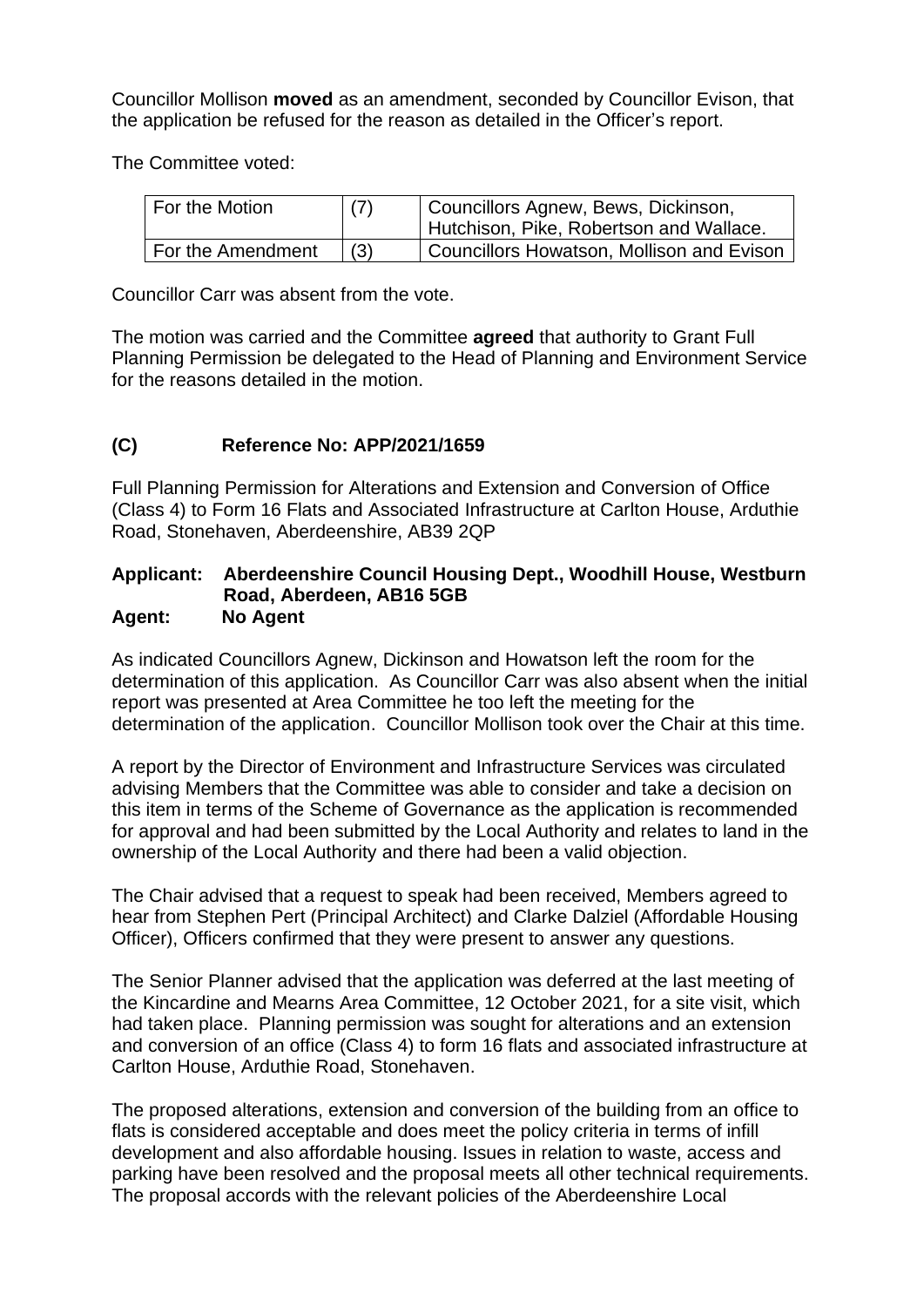Councillor Mollison **moved** as an amendment, seconded by Councillor Evison, that the application be refused for the reason as detailed in the Officer's report.

The Committee voted:

| For the Motion | (7) | Councillors Agnew, Bews, Dickinson, Hutchison, Pike, Robertson and Wallace. |
|---|---|---|
| For the Amendment | (3) | Councillors Howatson, Mollison and Evison |

Councillor Carr was absent from the vote.

The motion was carried and the Committee **agreed** that authority to Grant Full Planning Permission be delegated to the Head of Planning and Environment Service for the reasons detailed in the motion.

## (C) Reference No: APP/2021/1659

Full Planning Permission for Alterations and Extension and Conversion of Office (Class 4) to Form 16 Flats and Associated Infrastructure at Carlton House, Arduthie Road, Stonehaven, Aberdeenshire, AB39 2QP

**Applicant: Aberdeenshire Council Housing Dept., Woodhill House, Westburn Road, Aberdeen, AB16 5GB**
**Agent: No Agent**

As indicated Councillors Agnew, Dickinson and Howatson left the room for the determination of this application. As Councillor Carr was also absent when the initial report was presented at Area Committee he too left the meeting for the determination of the application. Councillor Mollison took over the Chair at this time.

A report by the Director of Environment and Infrastructure Services was circulated advising Members that the Committee was able to consider and take a decision on this item in terms of the Scheme of Governance as the application is recommended for approval and had been submitted by the Local Authority and relates to land in the ownership of the Local Authority and there had been a valid objection.

The Chair advised that a request to speak had been received, Members agreed to hear from Stephen Pert (Principal Architect) and Clarke Dalziel (Affordable Housing Officer), Officers confirmed that they were present to answer any questions.

The Senior Planner advised that the application was deferred at the last meeting of the Kincardine and Mearns Area Committee, 12 October 2021, for a site visit, which had taken place. Planning permission was sought for alterations and an extension and conversion of an office (Class 4) to form 16 flats and associated infrastructure at Carlton House, Arduthie Road, Stonehaven.

The proposed alterations, extension and conversion of the building from an office to flats is considered acceptable and does meet the policy criteria in terms of infill development and also affordable housing. Issues in relation to waste, access and parking have been resolved and the proposal meets all other technical requirements. The proposal accords with the relevant policies of the Aberdeenshire Local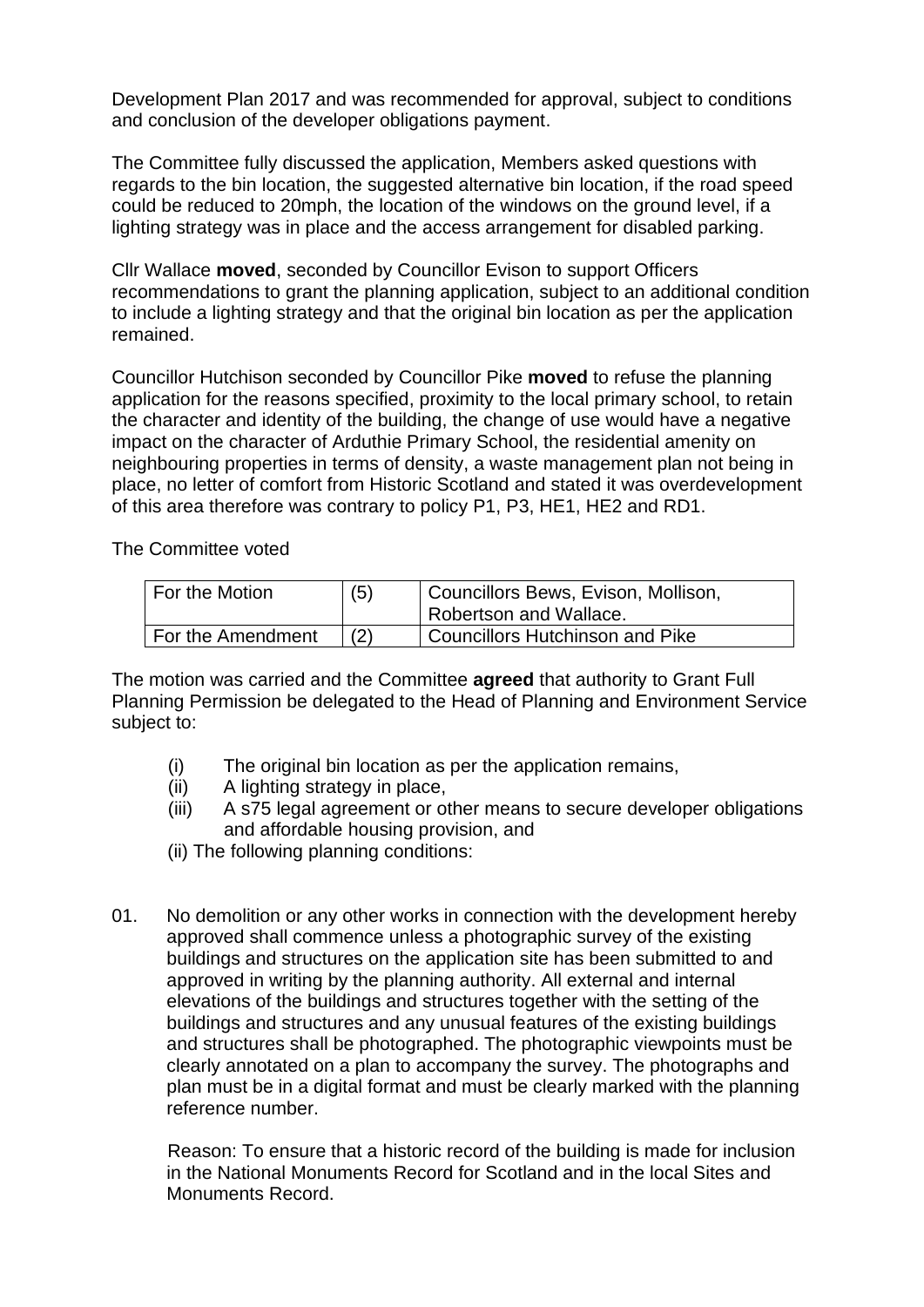Development Plan 2017 and was recommended for approval, subject to conditions and conclusion of the developer obligations payment.

The Committee fully discussed the application, Members asked questions with regards to the bin location, the suggested alternative bin location, if the road speed could be reduced to 20mph, the location of the windows on the ground level, if a lighting strategy was in place and the access arrangement for disabled parking.

Cllr Wallace **moved**, seconded by Councillor Evison to support Officers recommendations to grant the planning application, subject to an additional condition to include a lighting strategy and that the original bin location as per the application remained.

Councillor Hutchison seconded by Councillor Pike **moved** to refuse the planning application for the reasons specified, proximity to the local primary school, to retain the character and identity of the building, the change of use would have a negative impact on the character of Arduthie Primary School, the residential amenity on neighbouring properties in terms of density, a waste management plan not being in place, no letter of comfort from Historic Scotland and stated it was overdevelopment of this area therefore was contrary to policy P1, P3, HE1, HE2 and RD1.

The Committee voted

| For the Motion | (5) | Councillors Bews, Evison, Mollison, Robertson and Wallace. |
|---|---|---|
| For the Amendment | (2) | Councillors Hutchinson and Pike |

The motion was carried and the Committee **agreed** that authority to Grant Full Planning Permission be delegated to the Head of Planning and Environment Service subject to:

(i) The original bin location as per the application remains,
(ii) A lighting strategy in place,
(iii) A s75 legal agreement or other means to secure developer obligations and affordable housing provision, and
(ii) The following planning conditions:

01. No demolition or any other works in connection with the development hereby approved shall commence unless a photographic survey of the existing buildings and structures on the application site has been submitted to and approved in writing by the planning authority. All external and internal elevations of the buildings and structures together with the setting of the buildings and structures and any unusual features of the existing buildings and structures shall be photographed. The photographic viewpoints must be clearly annotated on a plan to accompany the survey. The photographs and plan must be in a digital format and must be clearly marked with the planning reference number.

    Reason: To ensure that a historic record of the building is made for inclusion in the National Monuments Record for Scotland and in the local Sites and Monuments Record.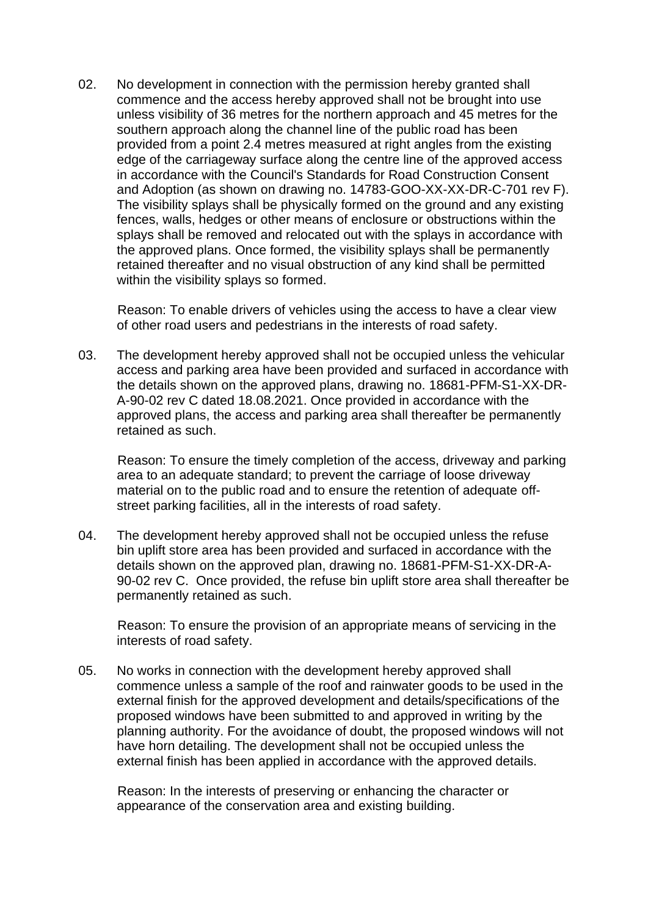02. No development in connection with the permission hereby granted shall commence and the access hereby approved shall not be brought into use unless visibility of 36 metres for the northern approach and 45 metres for the southern approach along the channel line of the public road has been provided from a point 2.4 metres measured at right angles from the existing edge of the carriageway surface along the centre line of the approved access in accordance with the Council's Standards for Road Construction Consent and Adoption (as shown on drawing no. 14783-GOO-XX-XX-DR-C-701 rev F). The visibility splays shall be physically formed on the ground and any existing fences, walls, hedges or other means of enclosure or obstructions within the splays shall be removed and relocated out with the splays in accordance with the approved plans. Once formed, the visibility splays shall be permanently retained thereafter and no visual obstruction of any kind shall be permitted within the visibility splays so formed.

    Reason: To enable drivers of vehicles using the access to have a clear view of other road users and pedestrians in the interests of road safety.

03. The development hereby approved shall not be occupied unless the vehicular access and parking area have been provided and surfaced in accordance with the details shown on the approved plans, drawing no. 18681-PFM-S1-XX-DR-A-90-02 rev C dated 18.08.2021. Once provided in accordance with the approved plans, the access and parking area shall thereafter be permanently retained as such.

    Reason: To ensure the timely completion of the access, driveway and parking area to an adequate standard; to prevent the carriage of loose driveway material on to the public road and to ensure the retention of adequate off-street parking facilities, all in the interests of road safety.

04. The development hereby approved shall not be occupied unless the refuse bin uplift store area has been provided and surfaced in accordance with the details shown on the approved plan, drawing no. 18681-PFM-S1-XX-DR-A-90-02 rev C. Once provided, the refuse bin uplift store area shall thereafter be permanently retained as such.

    Reason: To ensure the provision of an appropriate means of servicing in the interests of road safety.

05. No works in connection with the development hereby approved shall commence unless a sample of the roof and rainwater goods to be used in the external finish for the approved development and details/specifications of the proposed windows have been submitted to and approved in writing by the planning authority. For the avoidance of doubt, the proposed windows will not have horn detailing. The development shall not be occupied unless the external finish has been applied in accordance with the approved details.

    Reason: In the interests of preserving or enhancing the character or appearance of the conservation area and existing building.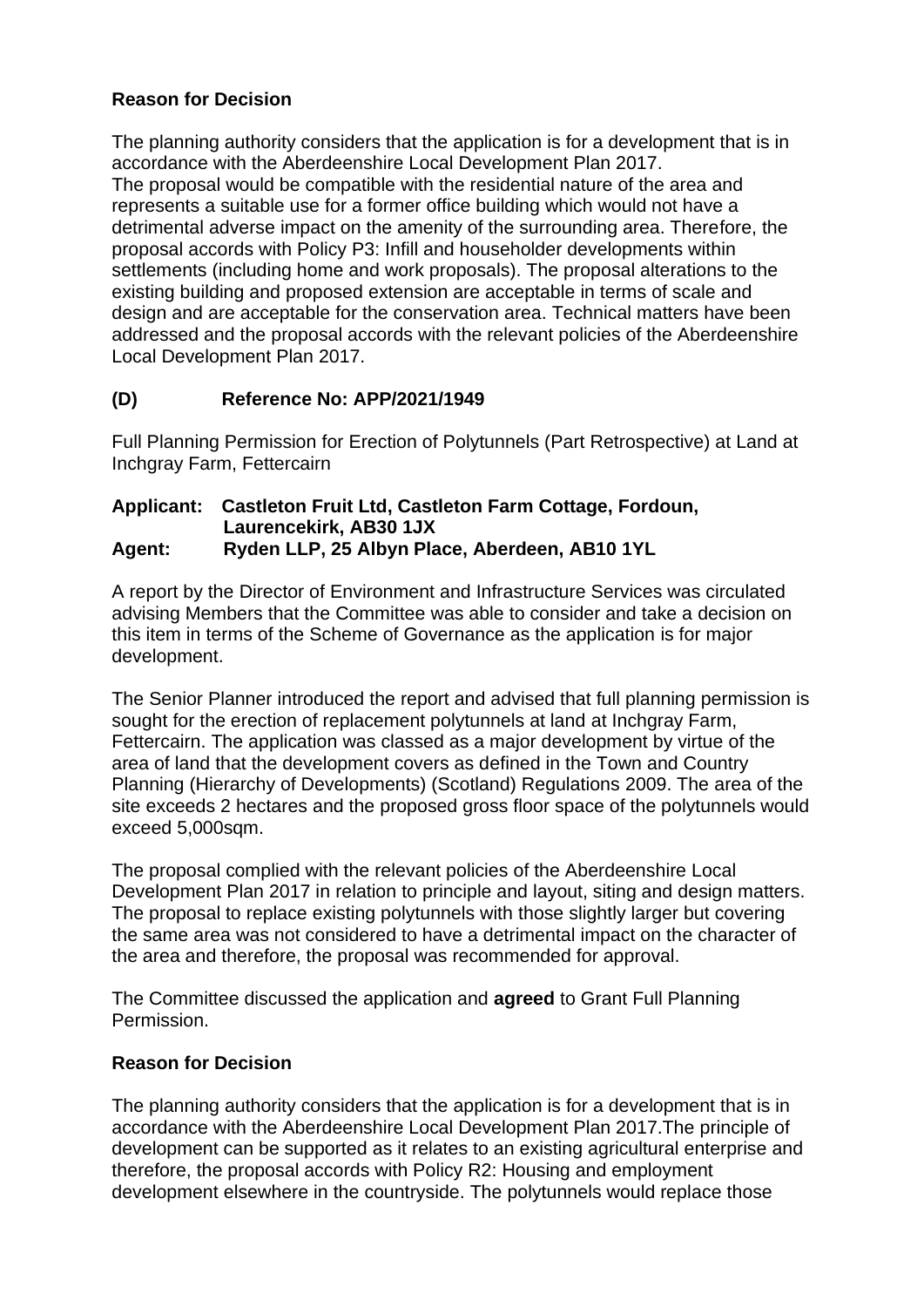**Reason for Decision**

The planning authority considers that the application is for a development that is in accordance with the Aberdeenshire Local Development Plan 2017.
The proposal would be compatible with the residential nature of the area and represents a suitable use for a former office building which would not have a detrimental adverse impact on the amenity of the surrounding area. Therefore, the proposal accords with Policy P3: Infill and householder developments within settlements (including home and work proposals). The proposal alterations to the existing building and proposed extension are acceptable in terms of scale and design and are acceptable for the conservation area. Technical matters have been addressed and the proposal accords with the relevant policies of the Aberdeenshire Local Development Plan 2017.

## (D) Reference No: APP/2021/1949

Full Planning Permission for Erection of Polytunnels (Part Retrospective) at Land at Inchgray Farm, Fettercairn

**Applicant: Castleton Fruit Ltd, Castleton Farm Cottage, Fordoun, Laurencekirk, AB30 1JX**
**Agent: Ryden LLP, 25 Albyn Place, Aberdeen, AB10 1YL**

A report by the Director of Environment and Infrastructure Services was circulated advising Members that the Committee was able to consider and take a decision on this item in terms of the Scheme of Governance as the application is for major development.

The Senior Planner introduced the report and advised that full planning permission is sought for the erection of replacement polytunnels at land at Inchgray Farm, Fettercairn. The application was classed as a major development by virtue of the area of land that the development covers as defined in the Town and Country Planning (Hierarchy of Developments) (Scotland) Regulations 2009. The area of the site exceeds 2 hectares and the proposed gross floor space of the polytunnels would exceed 5,000sqm.

The proposal complied with the relevant policies of the Aberdeenshire Local Development Plan 2017 in relation to principle and layout, siting and design matters. The proposal to replace existing polytunnels with those slightly larger but covering the same area was not considered to have a detrimental impact on the character of the area and therefore, the proposal was recommended for approval.

The Committee discussed the application and **agreed** to Grant Full Planning Permission.

**Reason for Decision**

The planning authority considers that the application is for a development that is in accordance with the Aberdeenshire Local Development Plan 2017.The principle of development can be supported as it relates to an existing agricultural enterprise and therefore, the proposal accords with Policy R2: Housing and employment development elsewhere in the countryside. The polytunnels would replace those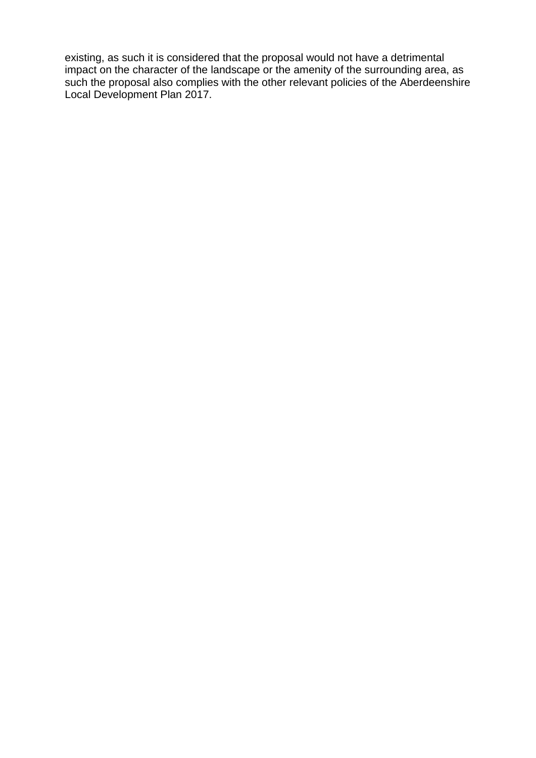existing, as such it is considered that the proposal would not have a detrimental impact on the character of the landscape or the amenity of the surrounding area, as such the proposal also complies with the other relevant policies of the Aberdeenshire Local Development Plan 2017.